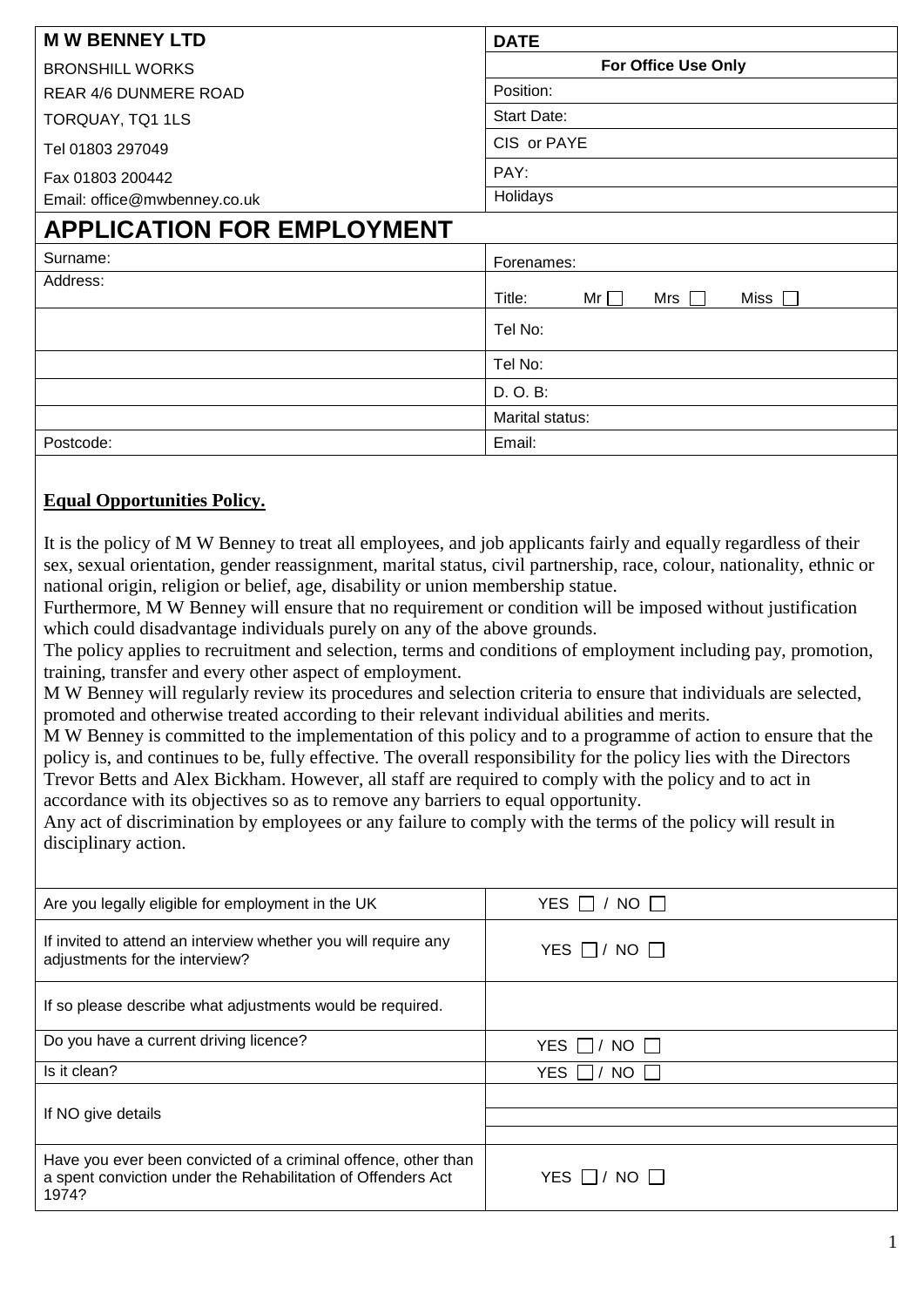| M W BENNEY LTD | DATE |
| --- | --- |
| BRONSHILL WORKS | **For Office Use Only** |
| REAR 4/6 DUNMERE ROAD | Position: |
| TORQUAY, TQ1 1LS | Start Date: |
| Tel 01803 297049 | CIS or PAYE |
| Fax 01803 200442 | PAY: |
| Email: office@mwbenney.co.uk | Holidays |

# APPLICATION FOR EMPLOYMENT

| Surname: | Forenames: |
| --- | --- |
| Address: | Title: Mr ☐ Mrs ☐ Miss ☐ |
| | Tel No: |
| | Tel No: |
| | D. O. B: |
| | Marital status: |
| Postcode: | Email: |

**Equal Opportunities Policy.**

It is the policy of M W Benney to treat all employees, and job applicants fairly and equally regardless of their sex, sexual orientation, gender reassignment, marital status, civil partnership, race, colour, nationality, ethnic or national origin, religion or belief, age, disability or union membership statue.

Furthermore, M W Benney will ensure that no requirement or condition will be imposed without justification which could disadvantage individuals purely on any of the above grounds.

The policy applies to recruitment and selection, terms and conditions of employment including pay, promotion, training, transfer and every other aspect of employment.

M W Benney will regularly review its procedures and selection criteria to ensure that individuals are selected, promoted and otherwise treated according to their relevant individual abilities and merits.

M W Benney is committed to the implementation of this policy and to a programme of action to ensure that the policy is, and continues to be, fully effective. The overall responsibility for the policy lies with the Directors Trevor Betts and Alex Bickham. However, all staff are required to comply with the policy and to act in accordance with its objectives so as to remove any barriers to equal opportunity.

Any act of discrimination by employees or any failure to comply with the terms of the policy will result in disciplinary action.

| | |
| --- | --- |
| Are you legally eligible for employment in the UK | YES ☐ / NO ☐ |
| If invited to attend an interview whether you will require any adjustments for the interview? | YES ☐ / NO ☐ |
| If so please describe what adjustments would be required. | |
| Do you have a current driving licence? | YES ☐ / NO ☐ |
| Is it clean? | YES ☐ / NO ☐ |
| If NO give details | |
| Have you ever been convicted of a criminal offence, other than a spent conviction under the Rehabilitation of Offenders Act 1974? | YES ☐ / NO ☐ |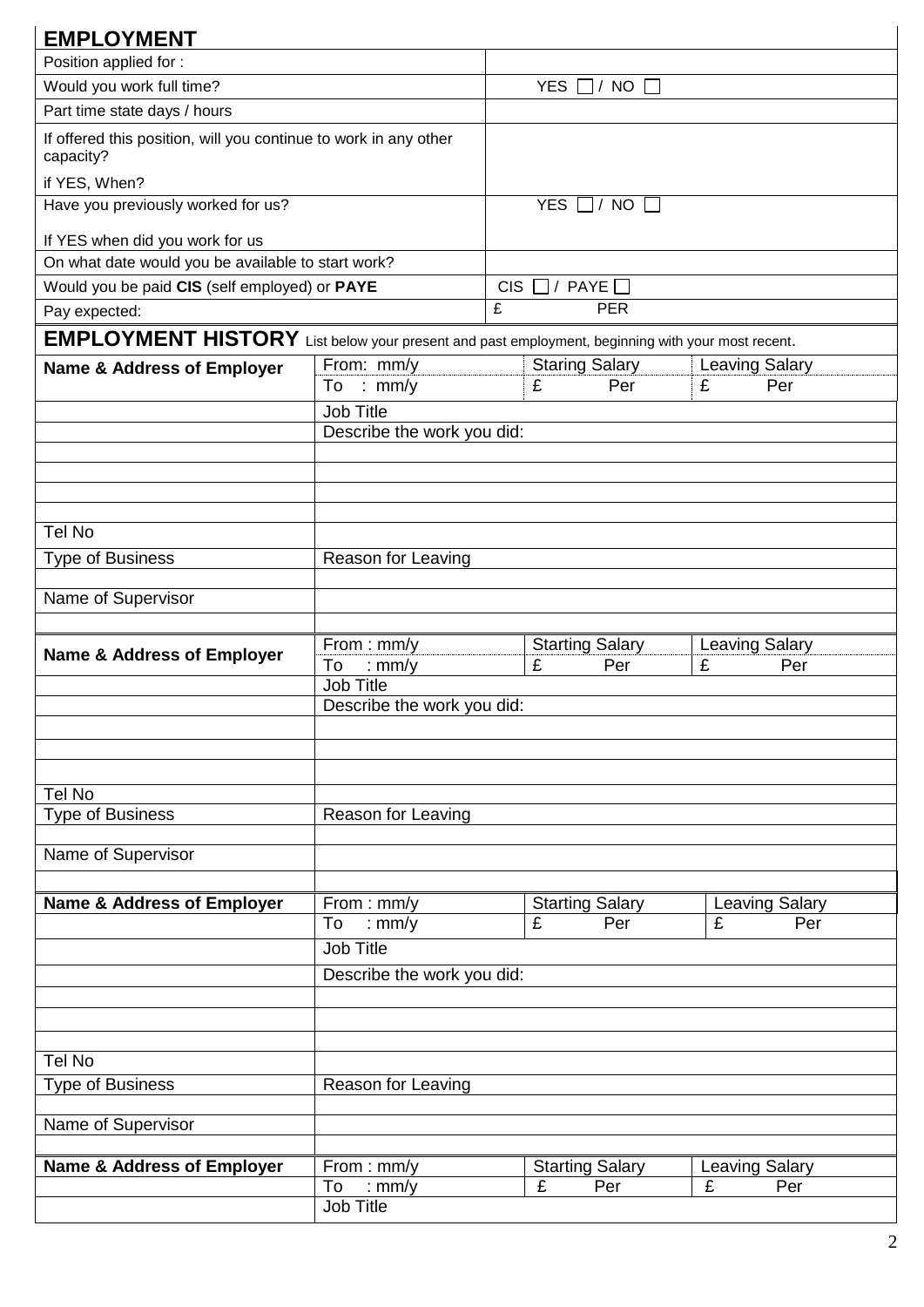## EMPLOYMENT

| | |
|---|---|
| Position applied for : | |
| Would you work full time? | YES ☐ / NO ☐ |
| Part time state days / hours | |
| If offered this position, will you continue to work in any other capacity?<br>if YES, When? | |
| Have you previously worked for us?<br>If YES when did you work for us | YES ☐ / NO ☐ |
| On what date would you be available to start work? | |
| Would you be paid **CIS** (self employed) or **PAYE** | CIS ☐ / PAYE ☐ |
| Pay expected: | £ PER |

## EMPLOYMENT HISTORY

List below your present and past employment, beginning with your most recent.

| **Name & Address of Employer** | From: mm/y<br>To : mm/y | Staring Salary<br>£ Per | Leaving Salary<br>£ Per |
|---|---|---|---|
| | Job Title | | |
| | Describe the work you did: | | |
| | | | |
| | | | |
| | | | |
| | | | |
| Tel No | | | |
| Type of Business | Reason for Leaving | | |
| | | | |
| Name of Supervisor | | | |
| | | | |

| **Name & Address of Employer** | From : mm/y<br>To : mm/y | Starting Salary<br>£ Per | Leaving Salary<br>£ Per |
|---|---|---|---|
| | Job Title | | |
| | Describe the work you did: | | |
| | | | |
| | | | |
| | | | |
| Tel No | | | |
| Type of Business | Reason for Leaving | | |
| | | | |
| Name of Supervisor | | | |
| | | | |

| **Name & Address of Employer** | From : mm/y<br>To : mm/y | Starting Salary<br>£ Per | Leaving Salary<br>£ Per |
|---|---|---|---|
| | Job Title | | |
| | Describe the work you did: | | |
| | | | |
| | | | |
| | | | |
| Tel No | | | |
| Type of Business | Reason for Leaving | | |
| | | | |
| Name of Supervisor | | | |
| | | | |

| **Name & Address of Employer** | From : mm/y<br>To : mm/y | Starting Salary<br>£ Per | Leaving Salary<br>£ Per |
|---|---|---|---|
| | Job Title | | |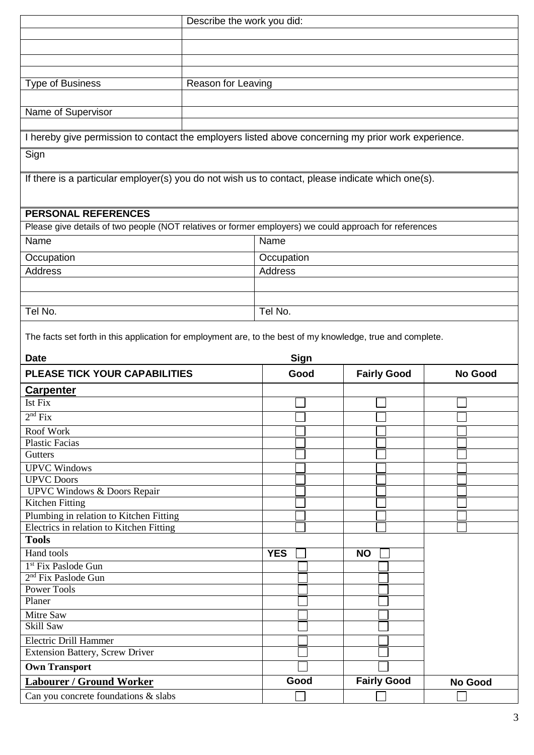| | Describe the work you did: |
|---|---|
| | |
| | |
| | |
| | |
| Type of Business | Reason for Leaving |
| | |
| Name of Supervisor | |
| | |

I hereby give permission to contact the employers listed above concerning my prior work experience.

Sign

If there is a particular employer(s) you do not wish us to contact, please indicate which one(s).

**PERSONAL REFERENCES**

Please give details of two people (NOT relatives or former employers) we could approach for references

| Name | Name |
|---|---|
| Occupation | Occupation |
| Address | Address |
| | |
| | |
| Tel No. | Tel No. |

The facts set forth in this application for employment are, to the best of my knowledge, true and complete.

**Date** **Sign**

| **PLEASE TICK YOUR CAPABILITIES** | **Good** | **Fairly Good** | **No Good** |
|---|---|---|---|
| **Carpenter** | | | |
| Ist Fix | ☐ | ☐ | ☐ |
| 2nd Fix | ☐ | ☐ | ☐ |
| Roof Work | ☐ | ☐ | ☐ |
| Plastic Facias | ☐ | ☐ | ☐ |
| Gutters | ☐ | ☐ | ☐ |
| UPVC Windows | ☐ | ☐ | ☐ |
| UPVC Doors | ☐ | ☐ | ☐ |
| UPVC Windows & Doors Repair | ☐ | ☐ | ☐ |
| Kitchen Fitting | ☐ | ☐ | ☐ |
| Plumbing in relation to Kitchen Fitting | ☐ | ☐ | ☐ |
| Electrics in relation to Kitchen Fitting | ☐ | ☐ | ☐ |
| **Tools** | | | |
| Hand tools | **YES** ☐ | **NO** ☐ | |
| 1st Fix Paslode Gun | ☐ | ☐ | |
| 2nd Fix Paslode Gun | ☐ | ☐ | |
| Power Tools | ☐ | ☐ | |
| Planer | ☐ | ☐ | |
| Mitre Saw | ☐ | ☐ | |
| Skill Saw | ☐ | ☐ | |
| Electric Drill Hammer | ☐ | ☐ | |
| Extension Battery, Screw Driver | ☐ | ☐ | |
| **Own Transport** | ☐ | ☐ | |
| **Labourer / Ground Worker** | **Good** | **Fairly Good** | **No Good** |
| Can you concrete foundations & slabs | ☐ | ☐ | ☐ |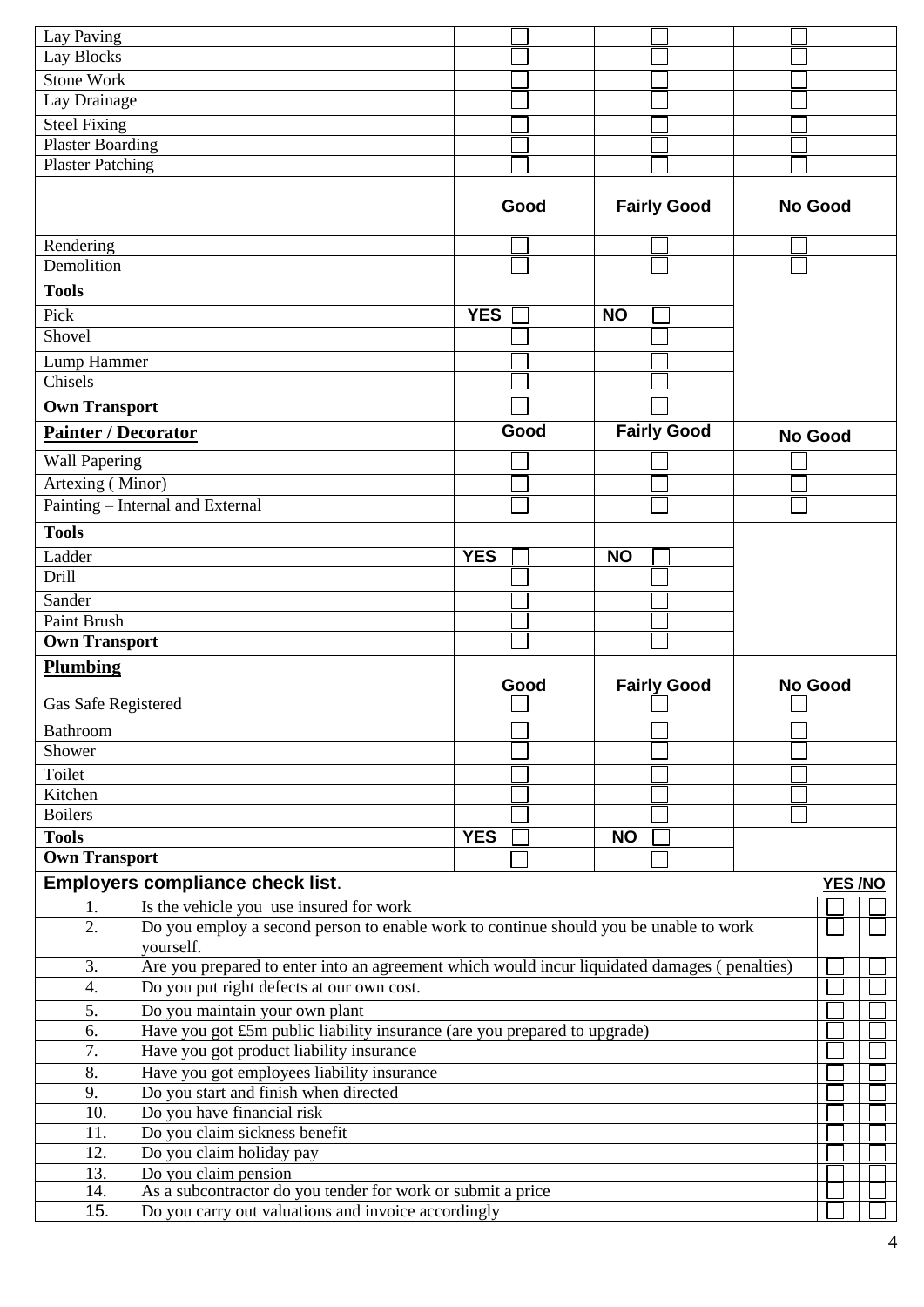| | | | |
|---|---|---|---|
| Lay Paving | ☐ | ☐ | ☐ |
| Lay Blocks | ☐ | ☐ | ☐ |
| Stone Work | ☐ | ☐ | ☐ |
| Lay Drainage | ☐ | ☐ | ☐ |
| Steel Fixing | ☐ | ☐ | ☐ |
| Plaster Boarding | ☐ | ☐ | ☐ |
| Plaster Patching | ☐ | ☐ | ☐ |
| | **Good** | **Fairly Good** | **No Good** |
| Rendering | ☐ | ☐ | ☐ |
| Demolition | ☐ | ☐ | ☐ |
| **Tools** | | | |
| Pick | **YES** ☐ | **NO** ☐ | |
| Shovel | ☐ | ☐ | |
| Lump Hammer | ☐ | ☐ | |
| Chisels | ☐ | ☐ | |
| **Own Transport** | ☐ | ☐ | |
| **Painter / Decorator** | **Good** | **Fairly Good** | **No Good** |
| Wall Papering | ☐ | ☐ | ☐ |
| Artexing ( Minor) | ☐ | ☐ | ☐ |
| Painting – Internal and External | ☐ | ☐ | ☐ |
| **Tools** | | | |
| Ladder | **YES** ☐ | **NO** ☐ | |
| Drill | ☐ | ☐ | |
| Sander | ☐ | ☐ | |
| Paint Brush | ☐ | ☐ | |
| **Own Transport** | ☐ | ☐ | |
| **Plumbing** | **Good** | **Fairly Good** | **No Good** |
| Gas Safe Registered | ☐ | ☐ | ☐ |
| Bathroom | ☐ | ☐ | ☐ |
| Shower | ☐ | ☐ | ☐ |
| Toilet | ☐ | ☐ | ☐ |
| Kitchen | ☐ | ☐ | ☐ |
| Boilers | ☐ | ☐ | ☐ |
| **Tools** | **YES** ☐ | **NO** ☐ | |
| **Own Transport** | ☐ | ☐ | |

## Employers compliance check list.

| No. | Question | YES | NO |
|---|---|---|---|
| 1. | Is the vehicle you use insured for work | ☐ | ☐ |
| 2. | Do you employ a second person to enable work to continue should you be unable to work yourself. | ☐ | ☐ |
| 3. | Are you prepared to enter into an agreement which would incur liquidated damages ( penalties) | ☐ | ☐ |
| 4. | Do you put right defects at our own cost. | ☐ | ☐ |
| 5. | Do you maintain your own plant | ☐ | ☐ |
| 6. | Have you got £5m public liability insurance (are you prepared to upgrade) | ☐ | ☐ |
| 7. | Have you got product liability insurance | ☐ | ☐ |
| 8. | Have you got employees liability insurance | ☐ | ☐ |
| 9. | Do you start and finish when directed | ☐ | ☐ |
| 10. | Do you have financial risk | ☐ | ☐ |
| 11. | Do you claim sickness benefit | ☐ | ☐ |
| 12. | Do you claim holiday pay | ☐ | ☐ |
| 13. | Do you claim pension | ☐ | ☐ |
| 14. | As a subcontractor do you tender for work or submit a price | ☐ | ☐ |
| 15. | Do you carry out valuations and invoice accordingly | ☐ | ☐ |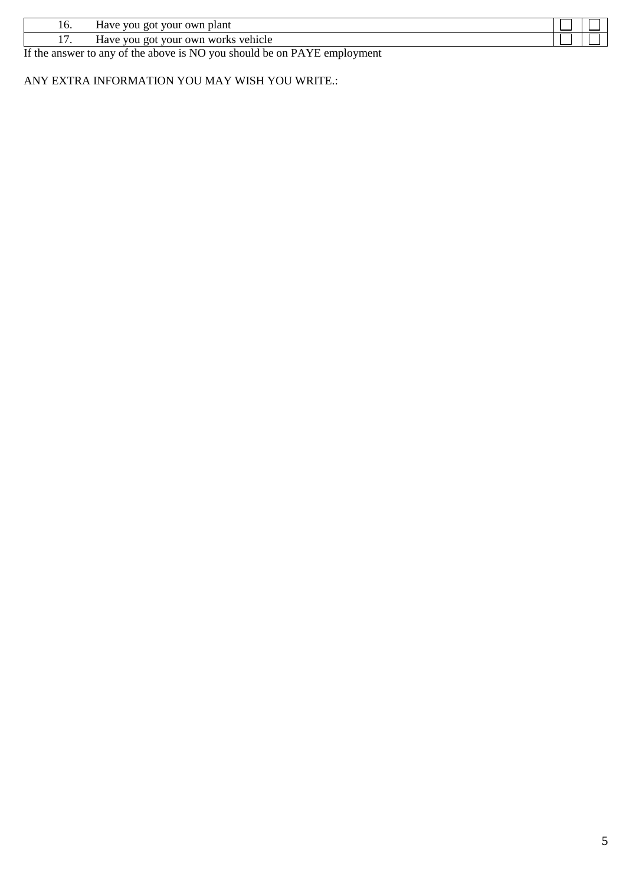| | | | |
|---|---|---|---|
| 16. | Have you got your own plant | ☐ | ☐ |
| 17. | Have you got your own works vehicle | ☐ | ☐ |

If the answer to any of the above is NO you should be on PAYE employment

ANY EXTRA INFORMATION YOU MAY WISH YOU WRITE.: